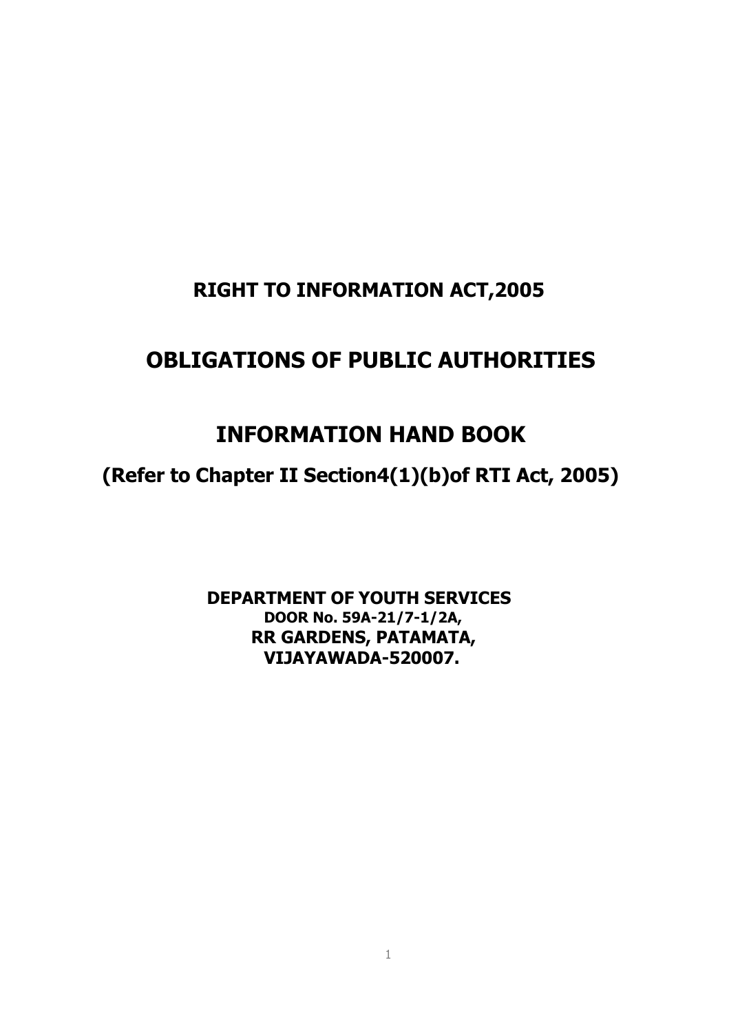# RIGHT TO INFORMATION ACT,2005

# OBLIGATIONS OF PUBLIC AUTHORITIES

# INFORMATION HAND BOOK

## (Refer to Chapter II Section4(1)(b)of RTI Act, 2005)

**DEPARTMENT OF YOUTH SERVICES**
**DOOR No. 59A-21/7-1/2A,**
**RR GARDENS, PATAMATA,**
**VIJAYAWADA-520007.**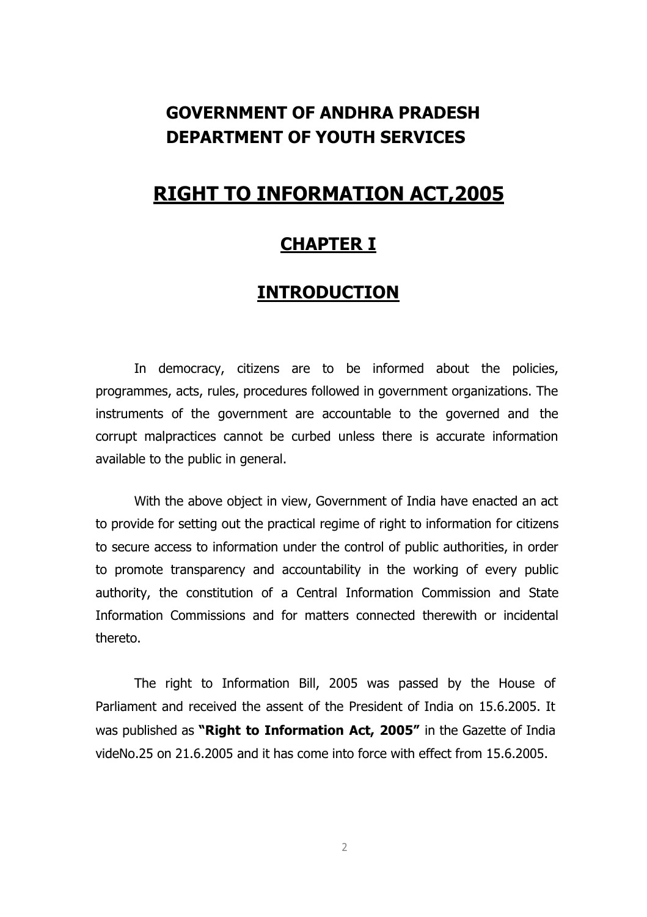**GOVERNMENT OF ANDHRA PRADESH**
**DEPARTMENT OF YOUTH SERVICES**

# RIGHT TO INFORMATION ACT,2005

## CHAPTER I

## INTRODUCTION

In democracy, citizens are to be informed about the policies, programmes, acts, rules, procedures followed in government organizations. The instruments of the government are accountable to the governed and the corrupt malpractices cannot be curbed unless there is accurate information available to the public in general.

With the above object in view, Government of India have enacted an act to provide for setting out the practical regime of right to information for citizens to secure access to information under the control of public authorities, in order to promote transparency and accountability in the working of every public authority, the constitution of a Central Information Commission and State Information Commissions and for matters connected therewith or incidental thereto.

The right to Information Bill, 2005 was passed by the House of Parliament and received the assent of the President of India on 15.6.2005. It was published as **"Right to Information Act, 2005"** in the Gazette of India videNo.25 on 21.6.2005 and it has come into force with effect from 15.6.2005.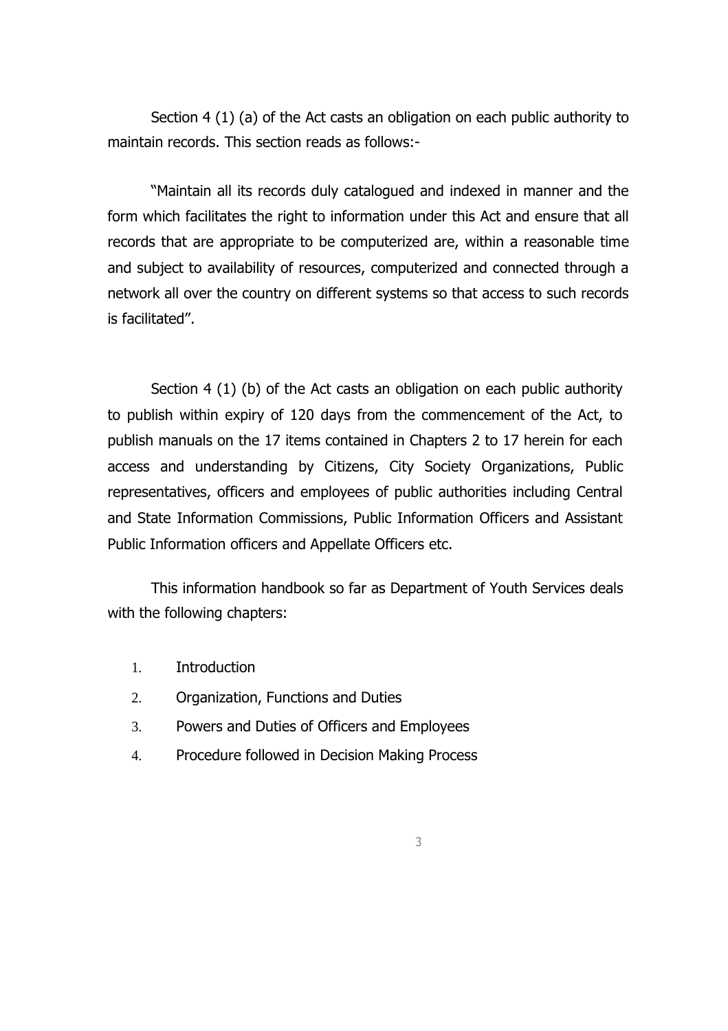Section 4 (1) (a) of the Act casts an obligation on each public authority to maintain records. This section reads as follows:-

"Maintain all its records duly catalogued and indexed in manner and the form which facilitates the right to information under this Act and ensure that all records that are appropriate to be computerized are, within a reasonable time and subject to availability of resources, computerized and connected through a network all over the country on different systems so that access to such records is facilitated".

Section 4 (1) (b) of the Act casts an obligation on each public authority to publish within expiry of 120 days from the commencement of the Act, to publish manuals on the 17 items contained in Chapters 2 to 17 herein for each access and understanding by Citizens, City Society Organizations, Public representatives, officers and employees of public authorities including Central and State Information Commissions, Public Information Officers and Assistant Public Information officers and Appellate Officers etc.

This information handbook so far as Department of Youth Services deals with the following chapters:

1. Introduction
2. Organization, Functions and Duties
3. Powers and Duties of Officers and Employees
4. Procedure followed in Decision Making Process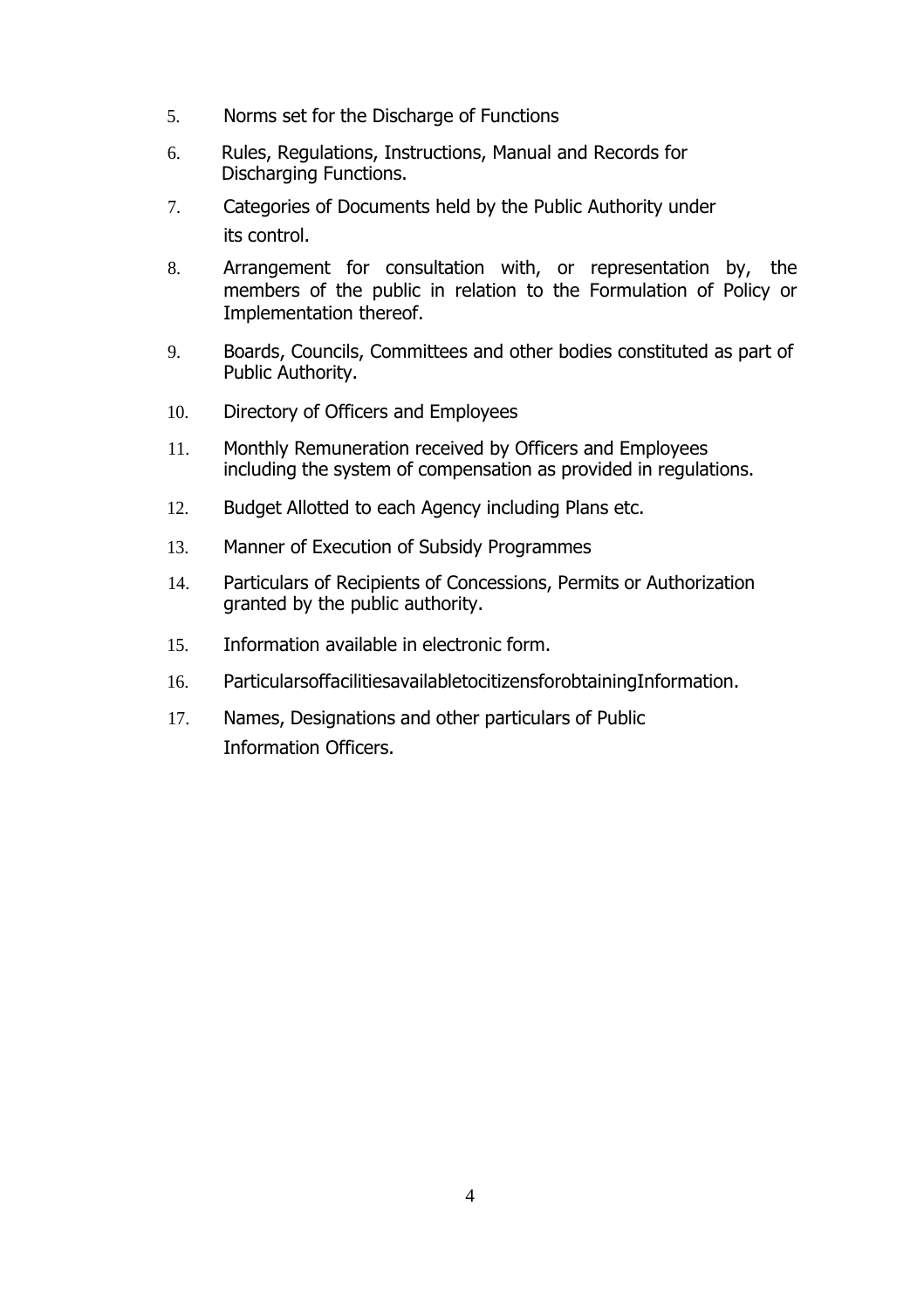5. Norms set for the Discharge of Functions
6. Rules, Regulations, Instructions, Manual and Records for Discharging Functions.
7. Categories of Documents held by the Public Authority under its control.
8. Arrangement for consultation with, or representation by, the members of the public in relation to the Formulation of Policy or Implementation thereof.
9. Boards, Councils, Committees and other bodies constituted as part of Public Authority.
10. Directory of Officers and Employees
11. Monthly Remuneration received by Officers and Employees including the system of compensation as provided in regulations.
12. Budget Allotted to each Agency including Plans etc.
13. Manner of Execution of Subsidy Programmes
14. Particulars of Recipients of Concessions, Permits or Authorization granted by the public authority.
15. Information available in electronic form.
16. ParticularsoffacilitiesavailabletocitizensforobtainingInformation.
17. Names, Designations and other particulars of Public Information Officers.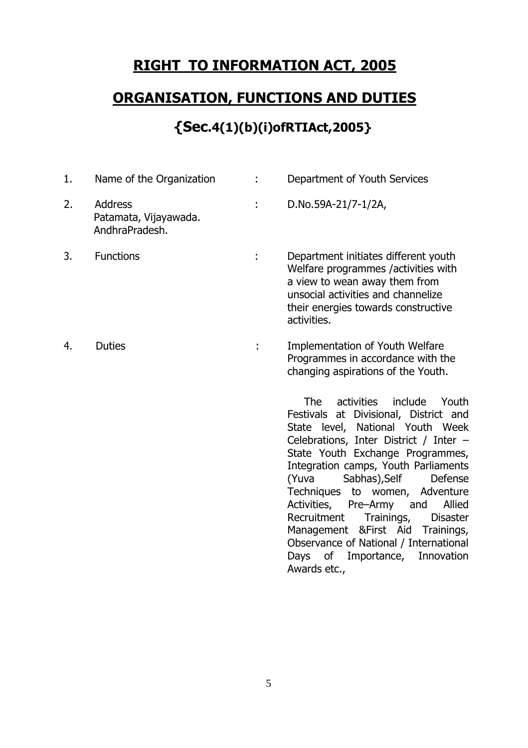# RIGHT TO INFORMATION ACT, 2005

# ORGANISATION, FUNCTIONS AND DUTIES

## {Sec.4(1)(b)(i)ofRTIAct,2005}

| | | | |
|---|---|---|---|
| 1. | Name of the Organization | : | Department of Youth Services |
| 2. | Address<br>Patamata, Vijayawada.<br>AndhraPradesh. | : | D.No.59A-21/7-1/2A, |
| 3. | Functions | : | Department initiates different youth Welfare programmes /activities with a view to wean away them from unsocial activities and channelize their energies towards constructive activities. |
| 4. | Duties | : | Implementation of Youth Welfare Programmes in accordance with the changing aspirations of the Youth.<br><br>The activities include Youth Festivals at Divisional, District and State level, National Youth Week Celebrations, Inter District / Inter – State Youth Exchange Programmes, Integration camps, Youth Parliaments (Yuva Sabhas),Self Defense Techniques to women, Adventure Activities, Pre–Army and Allied Recruitment Trainings, Disaster Management &First Aid Trainings, Observance of National / International Days of Importance, Innovation Awards etc., |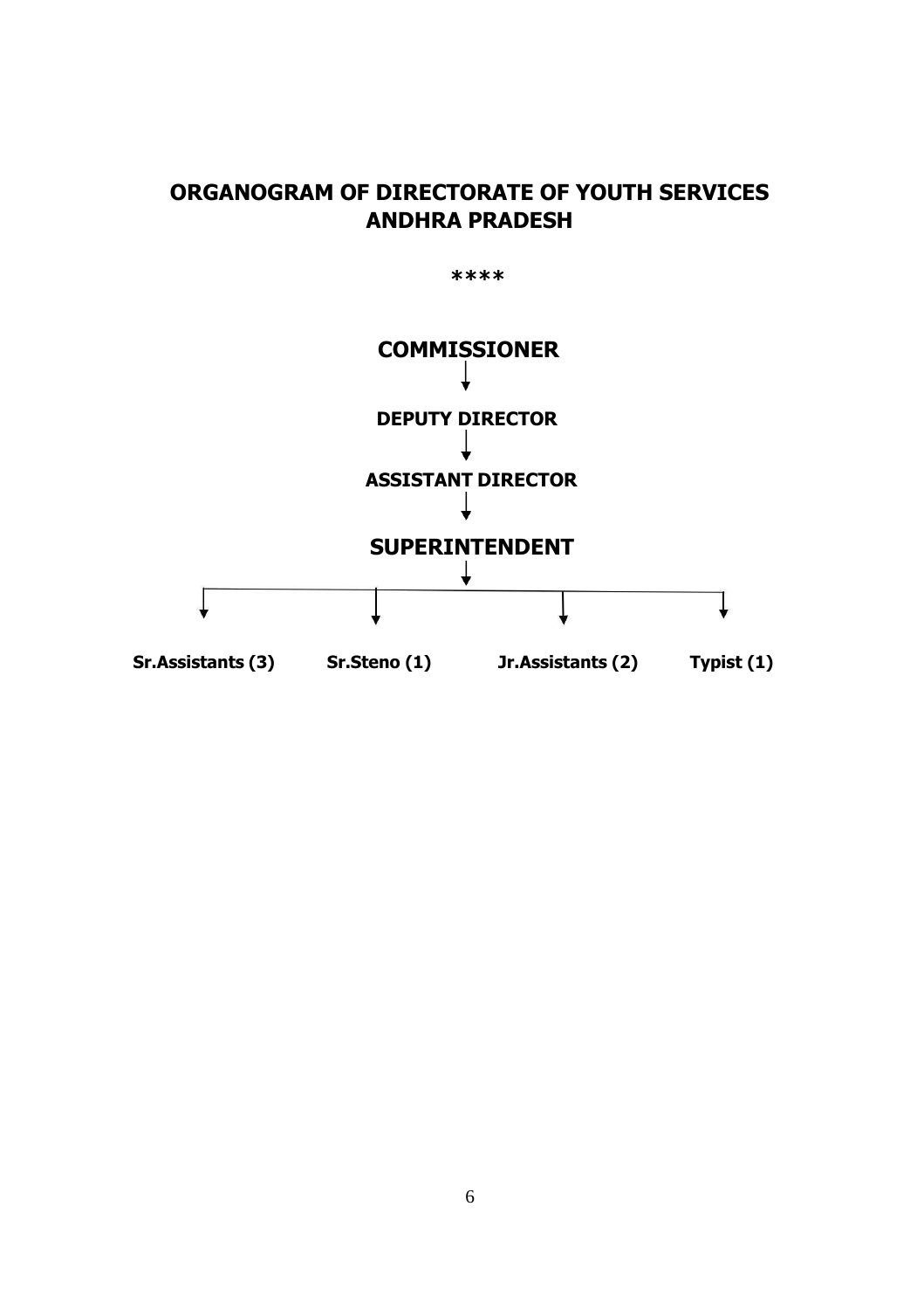# ORGANOGRAM OF DIRECTORATE OF YOUTH SERVICES ANDHRA PRADESH

\*\*\*\*

**COMMISSIONER**

↓

**DEPUTY DIRECTOR**

↓

**ASSISTANT DIRECTOR**

↓

**SUPERINTENDENT**

↓

**Sr.Assistants (3)** | **Sr.Steno (1)** | **Jr.Assistants (2)** | **Typist (1)**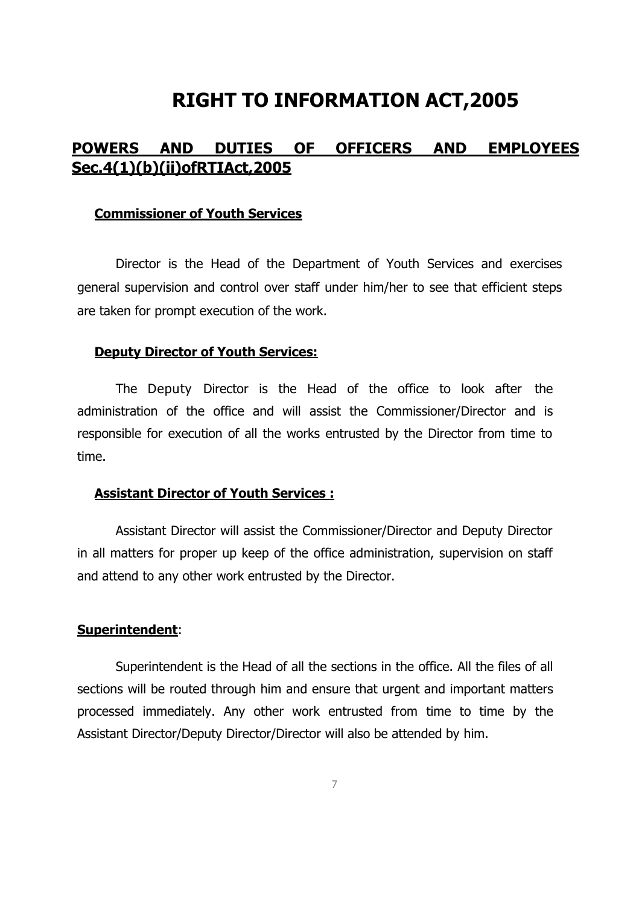# RIGHT TO INFORMATION ACT,2005

## POWERS AND DUTIES OF OFFICERS AND EMPLOYEES Sec.4(1)(b)(ii)ofRTIAct,2005

### Commissioner of Youth Services

Director is the Head of the Department of Youth Services and exercises general supervision and control over staff under him/her to see that efficient steps are taken for prompt execution of the work.

### Deputy Director of Youth Services:

The Deputy Director is the Head of the office to look after the administration of the office and will assist the Commissioner/Director and is responsible for execution of all the works entrusted by the Director from time to time.

### Assistant Director of Youth Services :

Assistant Director will assist the Commissioner/Director and Deputy Director in all matters for proper up keep of the office administration, supervision on staff and attend to any other work entrusted by the Director.

### Superintendent:

Superintendent is the Head of all the sections in the office. All the files of all sections will be routed through him and ensure that urgent and important matters processed immediately. Any other work entrusted from time to time by the Assistant Director/Deputy Director/Director will also be attended by him.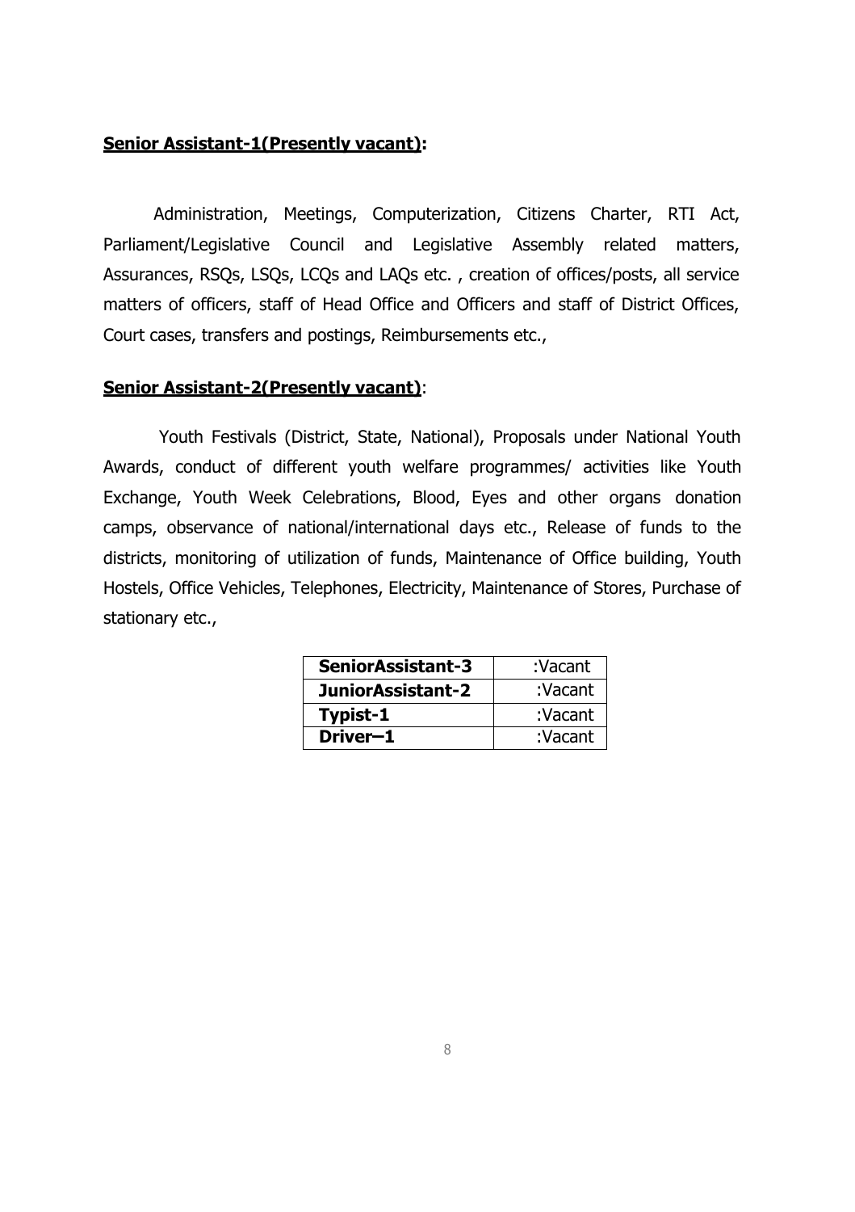**Senior Assistant-1(Presently vacant):**

Administration, Meetings, Computerization, Citizens Charter, RTI Act, Parliament/Legislative Council and Legislative Assembly related matters, Assurances, RSQs, LSQs, LCQs and LAQs etc. , creation of offices/posts, all service matters of officers, staff of Head Office and Officers and staff of District Offices, Court cases, transfers and postings, Reimbursements etc.,

**Senior Assistant-2(Presently vacant)**:

Youth Festivals (District, State, National), Proposals under National Youth Awards, conduct of different youth welfare programmes/ activities like Youth Exchange, Youth Week Celebrations, Blood, Eyes and other organs donation camps, observance of national/international days etc., Release of funds to the districts, monitoring of utilization of funds, Maintenance of Office building, Youth Hostels, Office Vehicles, Telephones, Electricity, Maintenance of Stores, Purchase of stationary etc.,

| **SeniorAssistant-3** | :Vacant |
|---|---|
| **JuniorAssistant-2** | :Vacant |
| **Typist-1** | :Vacant |
| **Driver–1** | :Vacant |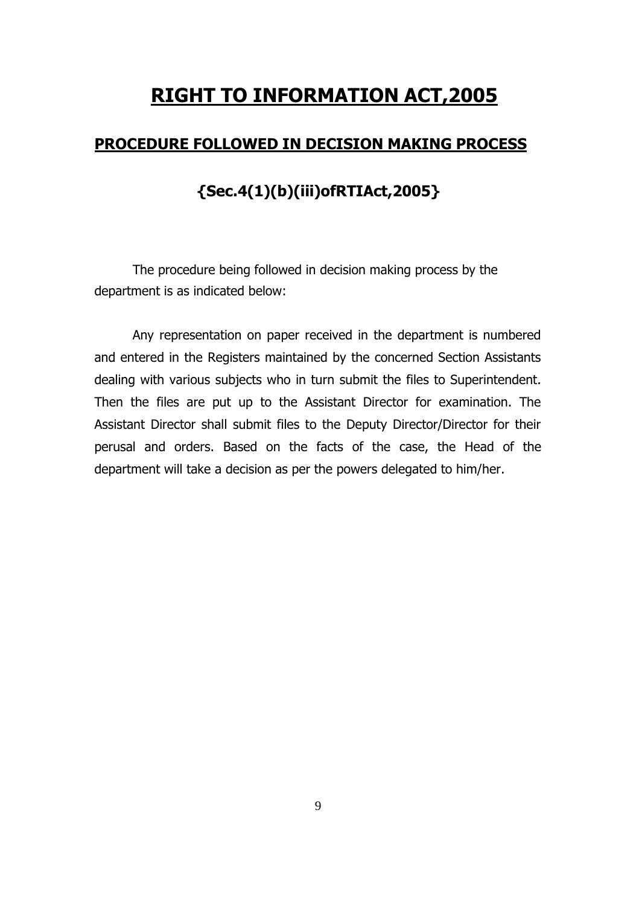# RIGHT TO INFORMATION ACT,2005

## PROCEDURE FOLLOWED IN DECISION MAKING PROCESS

### {Sec.4(1)(b)(iii)ofRTIAct,2005}

The procedure being followed in decision making process by the department is as indicated below:

Any representation on paper received in the department is numbered and entered in the Registers maintained by the concerned Section Assistants dealing with various subjects who in turn submit the files to Superintendent. Then the files are put up to the Assistant Director for examination. The Assistant Director shall submit files to the Deputy Director/Director for their perusal and orders. Based on the facts of the case, the Head of the department will take a decision as per the powers delegated to him/her.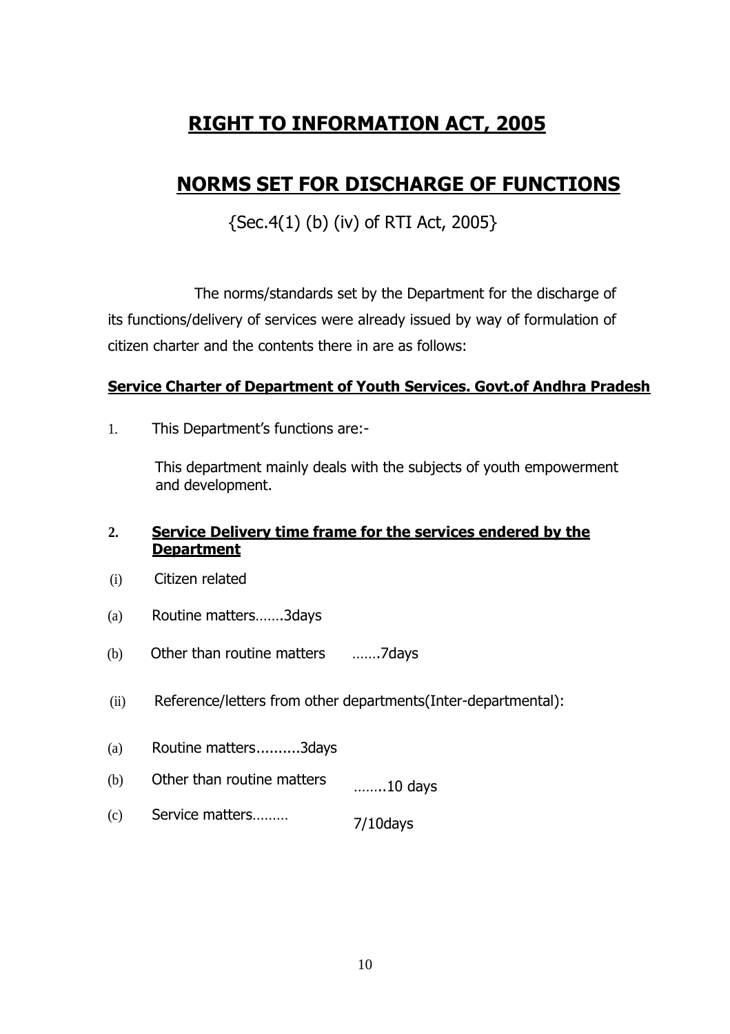# RIGHT TO INFORMATION ACT, 2005

# NORMS SET FOR DISCHARGE OF FUNCTIONS

{Sec.4(1) (b) (iv) of RTI Act, 2005}

The norms/standards set by the Department for the discharge of its functions/delivery of services were already issued by way of formulation of citizen charter and the contents there in are as follows:

**Service Charter of Department of Youth Services. Govt.of Andhra Pradesh**

1. This Department's functions are:-

   This department mainly deals with the subjects of youth empowerment and development.

2. **Service Delivery time frame for the services endered by the Department**

(i) Citizen related

(a) Routine matters…….3days

(b) Other than routine matters …….7days

(ii) Reference/letters from other departments(Inter-departmental):

(a) Routine matters..........3days

(b) Other than routine matters ……..10 days

(c) Service matters……… 7/10days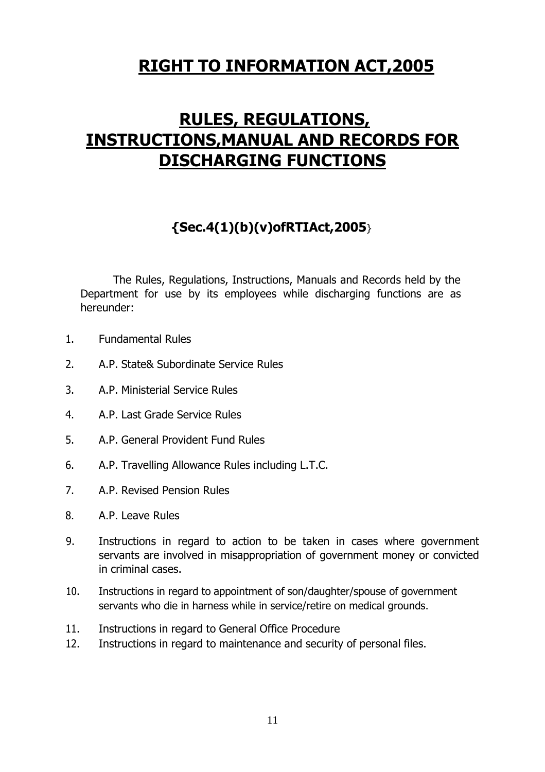# RIGHT TO INFORMATION ACT,2005

# RULES, REGULATIONS, INSTRUCTIONS,MANUAL AND RECORDS FOR DISCHARGING FUNCTIONS

### {Sec.4(1)(b)(v)ofRTIAct,2005}

The Rules, Regulations, Instructions, Manuals and Records held by the Department for use by its employees while discharging functions are as hereunder:

1. Fundamental Rules
2. A.P. State& Subordinate Service Rules
3. A.P. Ministerial Service Rules
4. A.P. Last Grade Service Rules
5. A.P. General Provident Fund Rules
6. A.P. Travelling Allowance Rules including L.T.C.
7. A.P. Revised Pension Rules
8. A.P. Leave Rules
9. Instructions in regard to action to be taken in cases where government servants are involved in misappropriation of government money or convicted in criminal cases.
10. Instructions in regard to appointment of son/daughter/spouse of government servants who die in harness while in service/retire on medical grounds.
11. Instructions in regard to General Office Procedure
12. Instructions in regard to maintenance and security of personal files.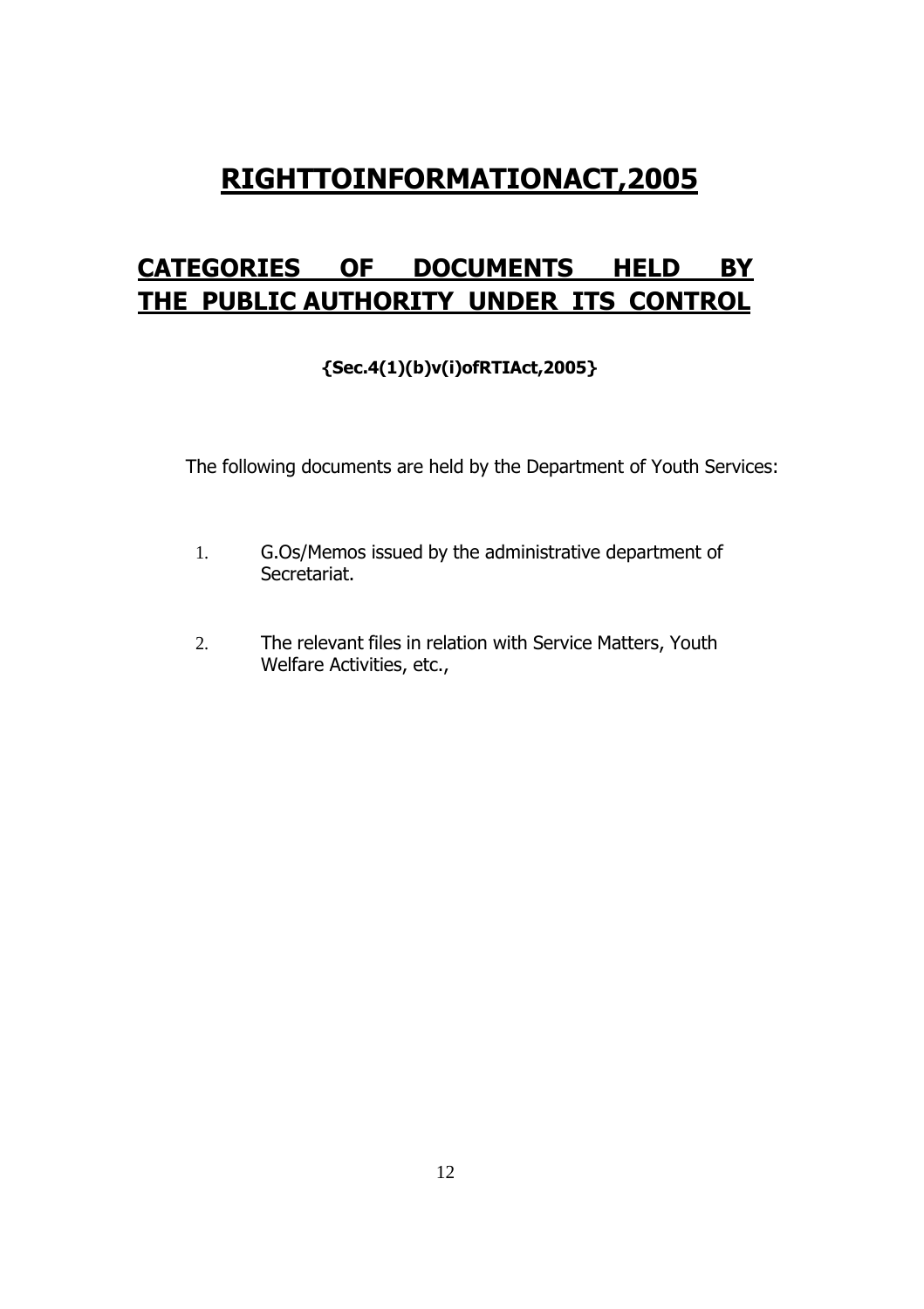# RIGHTTOINFORMATIONACT,2005

## CATEGORIES OF DOCUMENTS HELD BY THE PUBLIC AUTHORITY UNDER ITS CONTROL

**{Sec.4(1)(b)v(i)ofRTIAct,2005}**

The following documents are held by the Department of Youth Services:

1. G.Os/Memos issued by the administrative department of Secretariat.

2. The relevant files in relation with Service Matters, Youth Welfare Activities, etc.,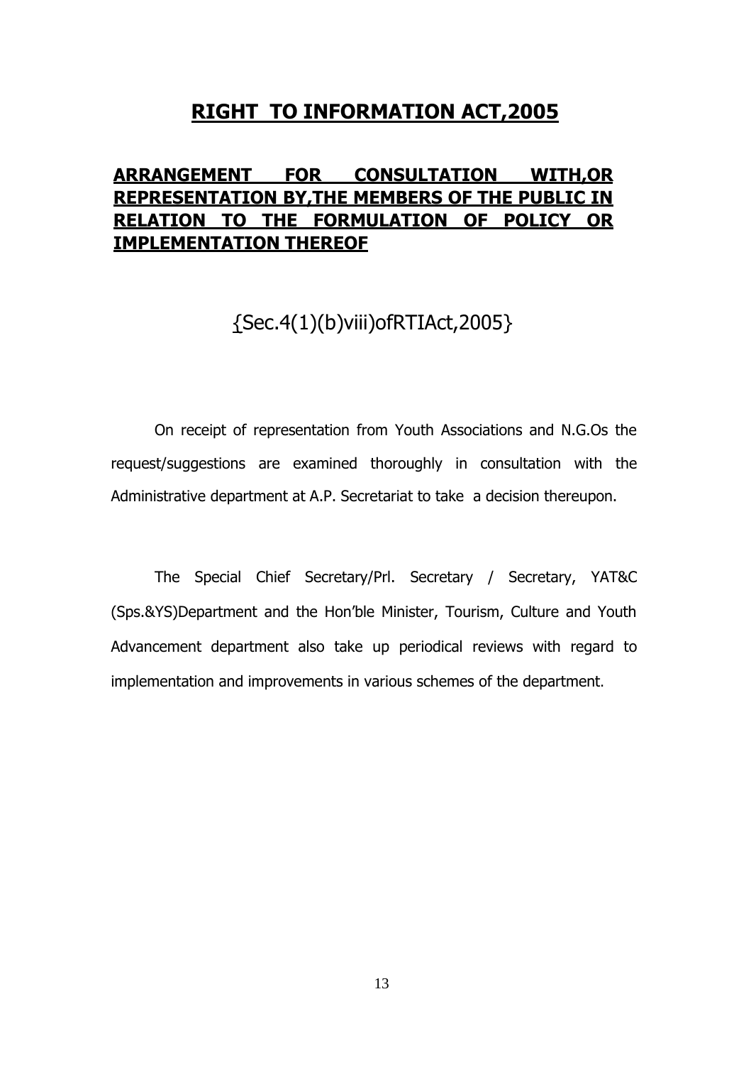# RIGHT TO INFORMATION ACT,2005

## ARRANGEMENT FOR CONSULTATION WITH,OR REPRESENTATION BY,THE MEMBERS OF THE PUBLIC IN RELATION TO THE FORMULATION OF POLICY OR IMPLEMENTATION THEREOF

{Sec.4(1)(b)viii)ofRTIAct,2005}

On receipt of representation from Youth Associations and N.G.Os the request/suggestions are examined thoroughly in consultation with the Administrative department at A.P. Secretariat to take a decision thereupon.

The Special Chief Secretary/Prl. Secretary / Secretary, YAT&C (Sps.&YS)Department and the Hon'ble Minister, Tourism, Culture and Youth Advancement department also take up periodical reviews with regard to implementation and improvements in various schemes of the department.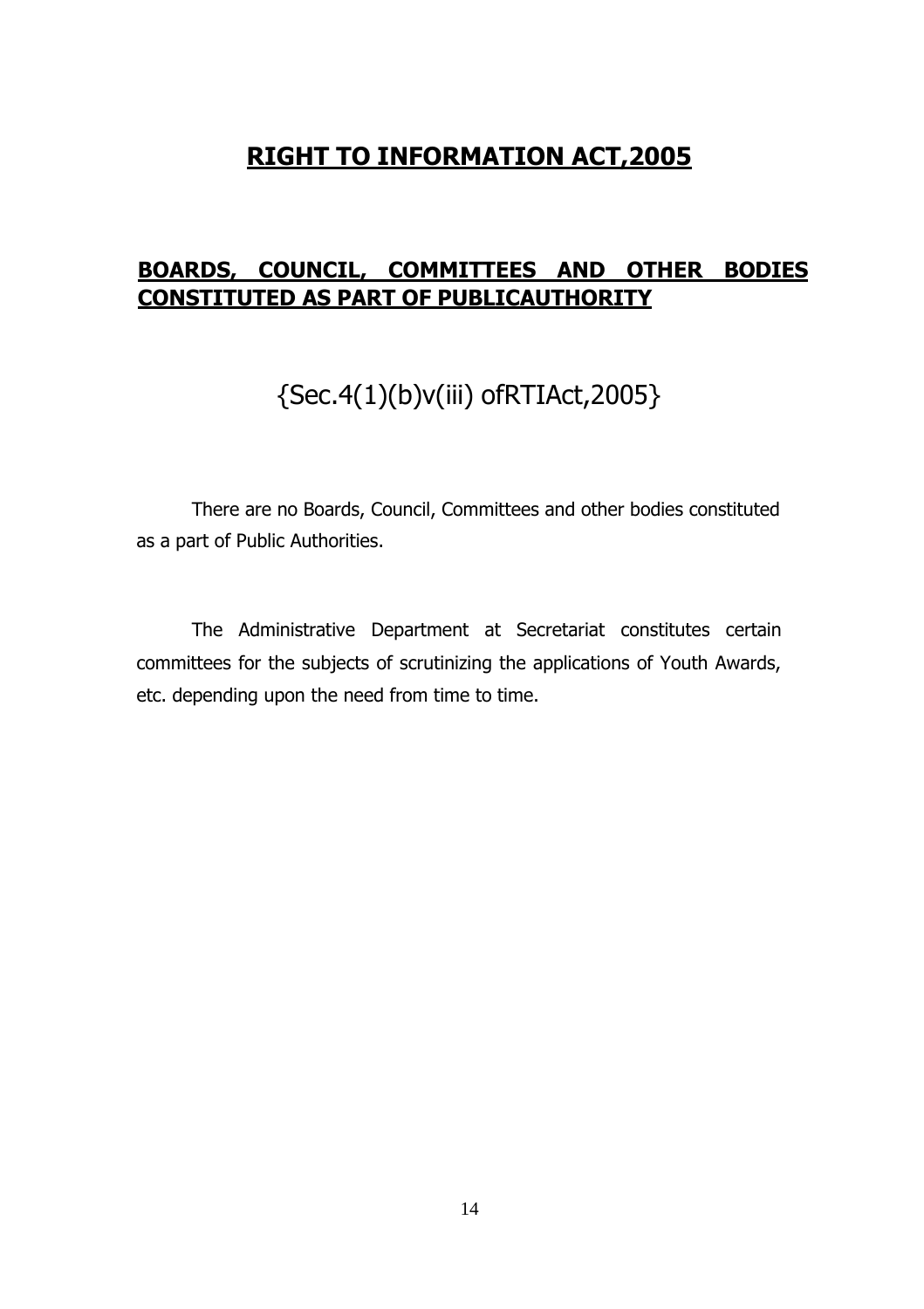# RIGHT TO INFORMATION ACT,2005

## BOARDS, COUNCIL, COMMITTEES AND OTHER BODIES CONSTITUTED AS PART OF PUBLICAUTHORITY

{Sec.4(1)(b)v(iii) ofRTIAct,2005}

There are no Boards, Council, Committees and other bodies constituted as a part of Public Authorities.

The Administrative Department at Secretariat constitutes certain committees for the subjects of scrutinizing the applications of Youth Awards, etc. depending upon the need from time to time.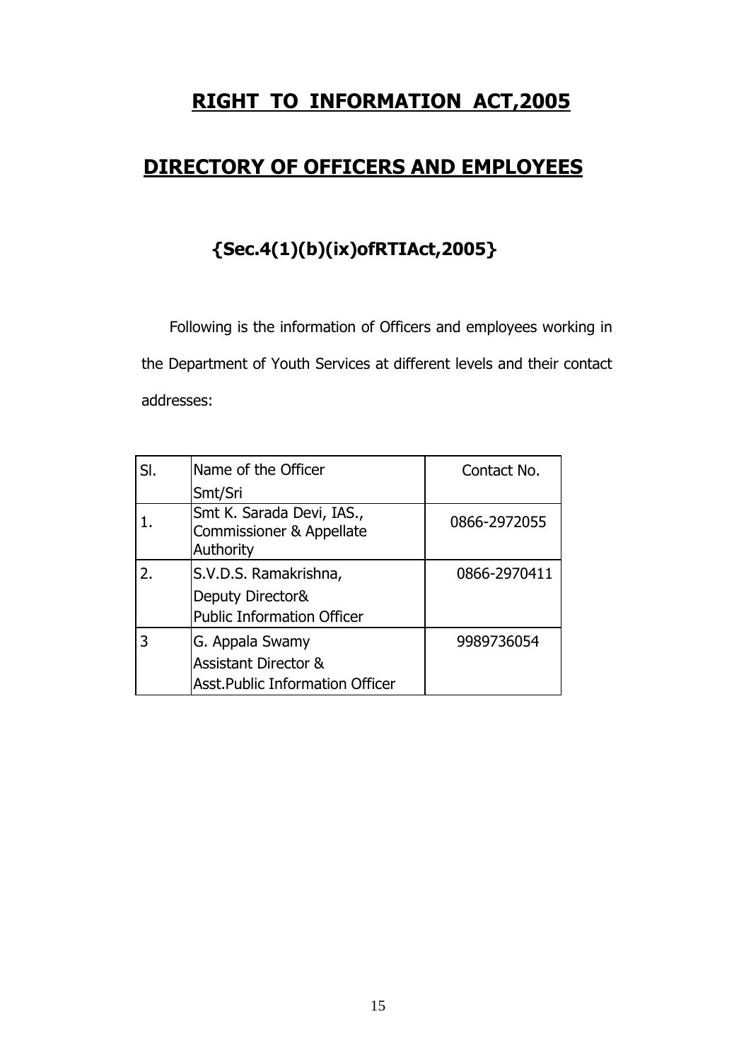# RIGHT TO INFORMATION ACT,2005

# DIRECTORY OF OFFICERS AND EMPLOYEES

## {Sec.4(1)(b)(ix)ofRTIAct,2005}

Following is the information of Officers and employees working in the Department of Youth Services at different levels and their contact addresses:

| Sl. | Name of the Officer<br>Smt/Sri | Contact No. |
|---|---|---|
| 1. | Smt K. Sarada Devi, IAS.,<br>Commissioner & Appellate Authority | 0866-2972055 |
| 2. | S.V.D.S. Ramakrishna,<br>Deputy Director&<br>Public Information Officer | 0866-2970411 |
| 3 | G. Appala Swamy<br>Assistant Director &<br>Asst.Public Information Officer | 9989736054 |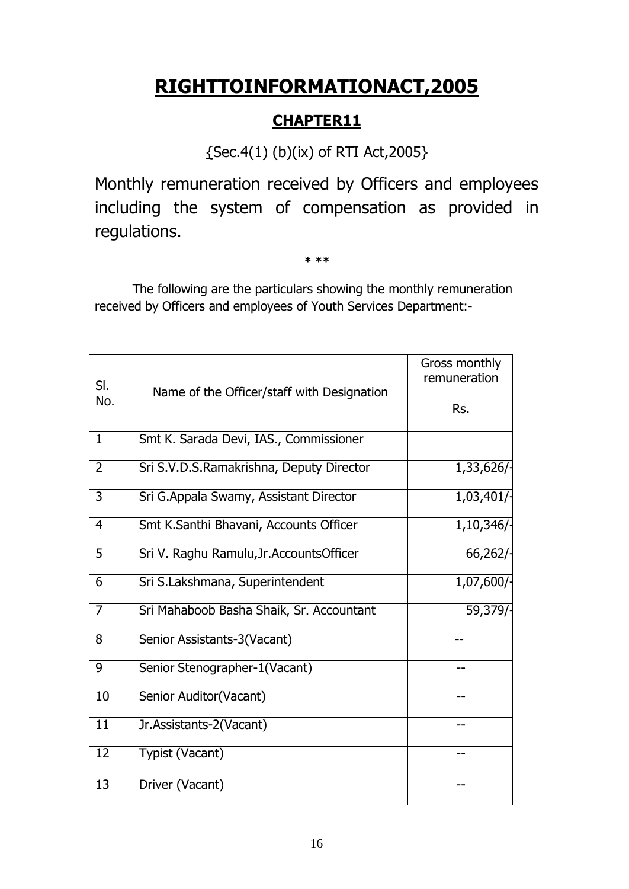# RIGHTTOINFORMATIONACT,2005

## CHAPTER11

{Sec.4(1) (b)(ix) of RTI Act,2005}

Monthly remuneration received by Officers and employees including the system of compensation as provided in regulations.

* **

The following are the particulars showing the monthly remuneration received by Officers and employees of Youth Services Department:-

| Sl. No. | Name of the Officer/staff with Designation | Gross monthly remuneration Rs. |
|---|---|---|
| 1 | Smt K. Sarada Devi, IAS., Commissioner | |
| 2 | Sri S.V.D.S.Ramakrishna, Deputy Director | 1,33,626/- |
| 3 | Sri G.Appala Swamy, Assistant Director | 1,03,401/- |
| 4 | Smt K.Santhi Bhavani, Accounts Officer | 1,10,346/- |
| 5 | Sri V. Raghu Ramulu,Jr.AccountsOfficer | 66,262/- |
| 6 | Sri S.Lakshmana, Superintendent | 1,07,600/- |
| 7 | Sri Mahaboob Basha Shaik, Sr. Accountant | 59,379/- |
| 8 | Senior Assistants-3(Vacant) | -- |
| 9 | Senior Stenographer-1(Vacant) | -- |
| 10 | Senior Auditor(Vacant) | -- |
| 11 | Jr.Assistants-2(Vacant) | -- |
| 12 | Typist (Vacant) | -- |
| 13 | Driver (Vacant) | -- |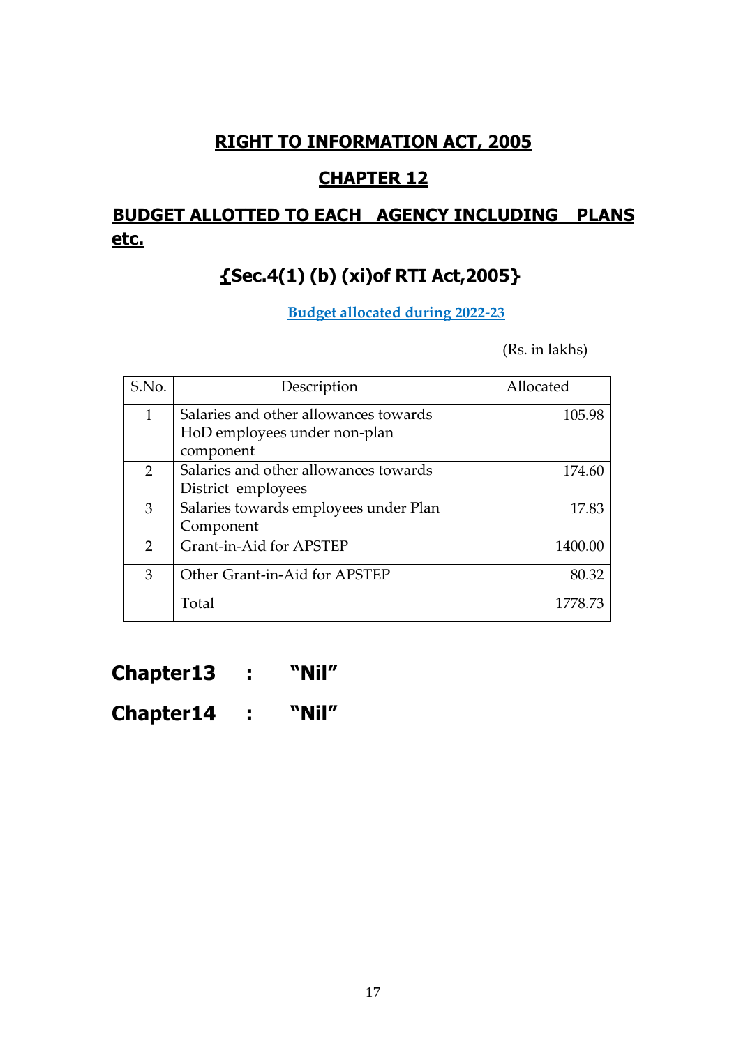# RIGHT TO INFORMATION ACT, 2005

## CHAPTER 12

## BUDGET ALLOTTED TO EACH AGENCY INCLUDING PLANS etc.

### {Sec.4(1) (b) (xi)of RTI Act,2005}

**Budget allocated during 2022-23**

(Rs. in lakhs)

| S.No. | Description | Allocated |
|---|---|---|
| 1 | Salaries and other allowances towards HoD employees under non-plan component | 105.98 |
| 2 | Salaries and other allowances towards District employees | 174.60 |
| 3 | Salaries towards employees under Plan Component | 17.83 |
| 2 | Grant-in-Aid for APSTEP | 1400.00 |
| 3 | Other Grant-in-Aid for APSTEP | 80.32 |
| | Total | 1778.73 |

**Chapter13 : "Nil"**

**Chapter14 : "Nil"**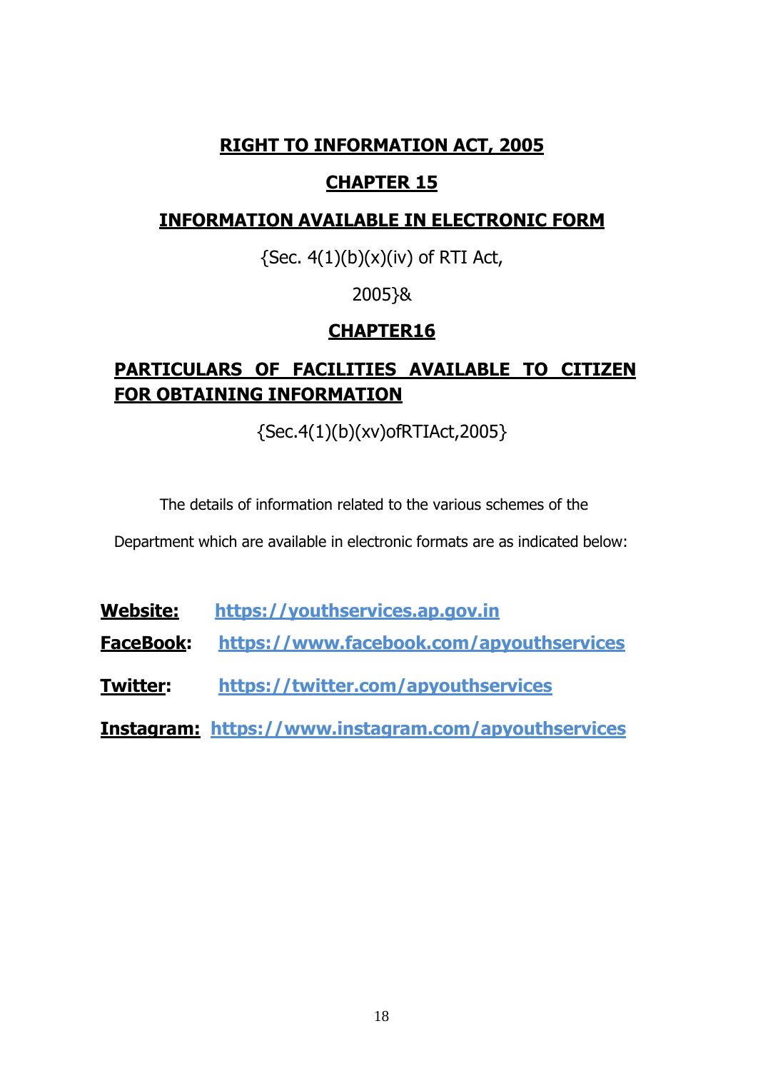# RIGHT TO INFORMATION ACT, 2005

## CHAPTER 15

## INFORMATION AVAILABLE IN ELECTRONIC FORM

{Sec. 4(1)(b)(x)(iv) of RTI Act,

2005}&

## CHAPTER16

## PARTICULARS OF FACILITIES AVAILABLE TO CITIZEN FOR OBTAINING INFORMATION

{Sec.4(1)(b)(xv)ofRTIAct,2005}

The details of information related to the various schemes of the Department which are available in electronic formats are as indicated below:

**Website:** **https://youthservices.ap.gov.in**

**FaceBook:** **https://www.facebook.com/apyouthservices**

**Twitter:** **https://twitter.com/apyouthservices**

**Instagram:** **https://www.instagram.com/apyouthservices**